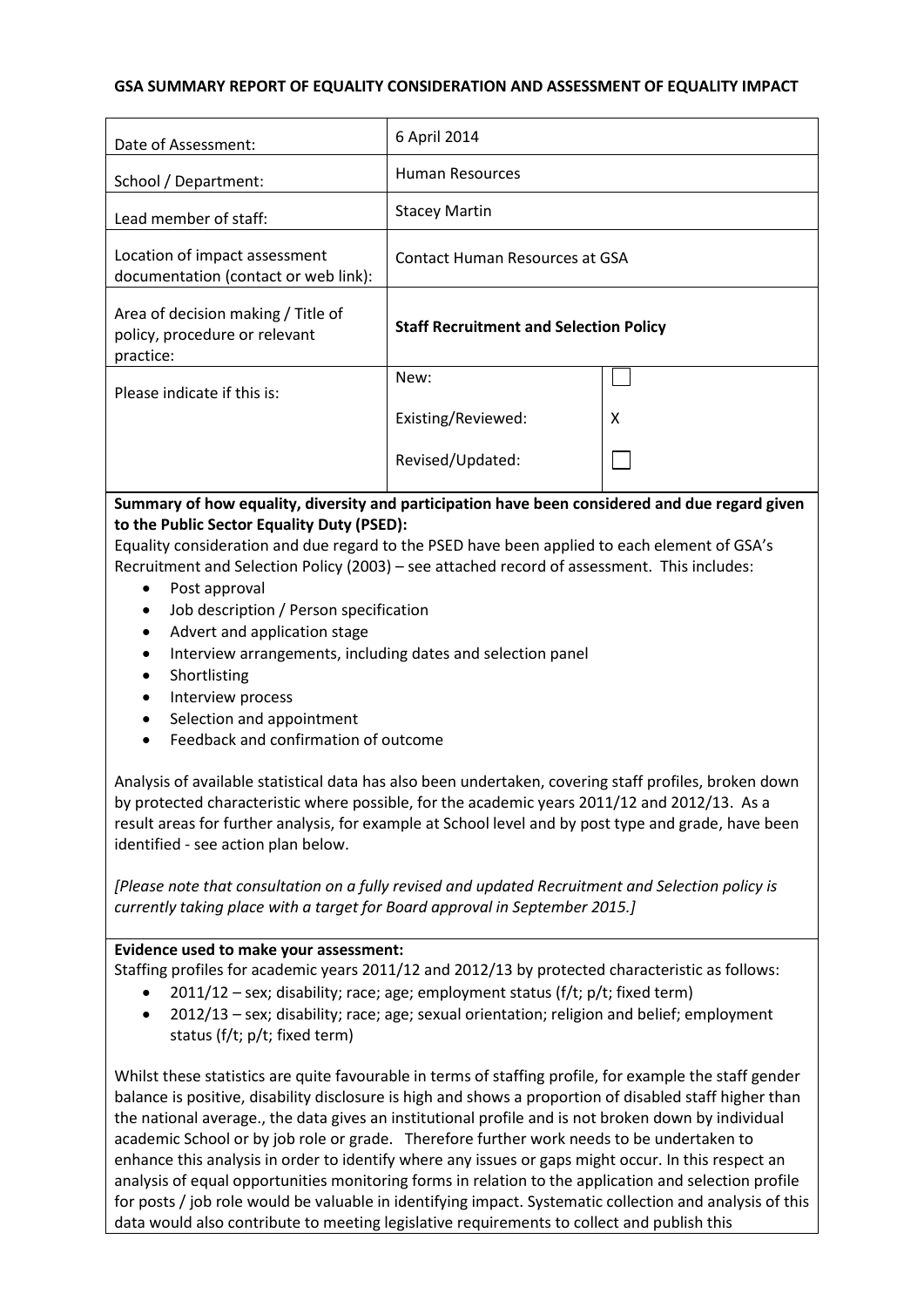**GSA SUMMARY REPORT OF EQUALITY CONSIDERATION AND ASSESSMENT OF EQUALITY IMPACT**

| | | |
|---|---|---|
| Date of Assessment: | 6 April 2014 | |
| School / Department: | Human Resources | |
| Lead member of staff: | Stacey Martin | |
| Location of impact assessment documentation (contact or web link): | Contact Human Resources at GSA | |
| Area of decision making / Title of policy, procedure or relevant practice: | **Staff Recruitment and Selection Policy** | |
| Please indicate if this is: | New: | ☐ |
| | Existing/Reviewed: | X |
| | Revised/Updated: | ☐ |

**Summary of how equality, diversity and participation have been considered and due regard given to the Public Sector Equality Duty (PSED):**

Equality consideration and due regard to the PSED have been applied to each element of GSA's Recruitment and Selection Policy (2003) – see attached record of assessment. This includes:

- Post approval
- Job description / Person specification
- Advert and application stage
- Interview arrangements, including dates and selection panel
- Shortlisting
- Interview process
- Selection and appointment
- Feedback and confirmation of outcome

Analysis of available statistical data has also been undertaken, covering staff profiles, broken down by protected characteristic where possible, for the academic years 2011/12 and 2012/13. As a result areas for further analysis, for example at School level and by post type and grade, have been identified - see action plan below.

*[Please note that consultation on a fully revised and updated Recruitment and Selection policy is currently taking place with a target for Board approval in September 2015.]*

**Evidence used to make your assessment:**

Staffing profiles for academic years 2011/12 and 2012/13 by protected characteristic as follows:

- 2011/12 – sex; disability; race; age; employment status (f/t; p/t; fixed term)
- 2012/13 – sex; disability; race; age; sexual orientation; religion and belief; employment status (f/t; p/t; fixed term)

Whilst these statistics are quite favourable in terms of staffing profile, for example the staff gender balance is positive, disability disclosure is high and shows a proportion of disabled staff higher than the national average., the data gives an institutional profile and is not broken down by individual academic School or by job role or grade. Therefore further work needs to be undertaken to enhance this analysis in order to identify where any issues or gaps might occur. In this respect an analysis of equal opportunities monitoring forms in relation to the application and selection profile for posts / job role would be valuable in identifying impact. Systematic collection and analysis of this data would also contribute to meeting legislative requirements to collect and publish this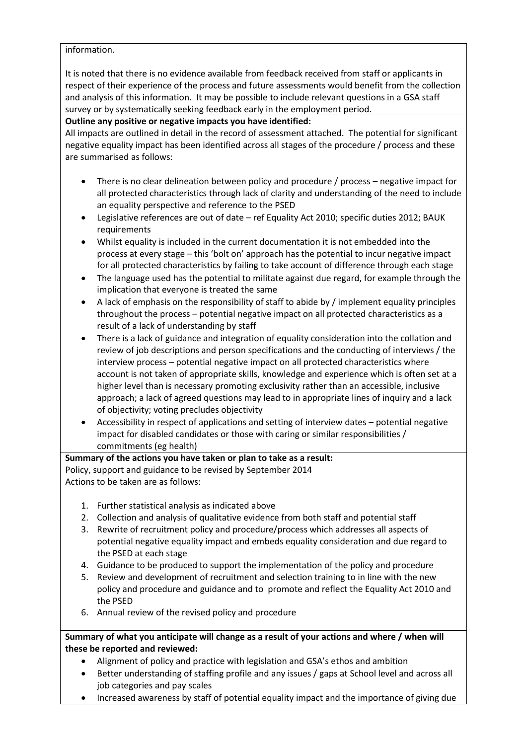information.

It is noted that there is no evidence available from feedback received from staff or applicants in respect of their experience of the process and future assessments would benefit from the collection and analysis of this information. It may be possible to include relevant questions in a GSA staff survey or by systematically seeking feedback early in the employment period.

**Outline any positive or negative impacts you have identified:**

All impacts are outlined in detail in the record of assessment attached. The potential for significant negative equality impact has been identified across all stages of the procedure / process and these are summarised as follows:

- There is no clear delineation between policy and procedure / process – negative impact for all protected characteristics through lack of clarity and understanding of the need to include an equality perspective and reference to the PSED
- Legislative references are out of date – ref Equality Act 2010; specific duties 2012; BAUK requirements
- Whilst equality is included in the current documentation it is not embedded into the process at every stage – this 'bolt on' approach has the potential to incur negative impact for all protected characteristics by failing to take account of difference through each stage
- The language used has the potential to militate against due regard, for example through the implication that everyone is treated the same
- A lack of emphasis on the responsibility of staff to abide by / implement equality principles throughout the process – potential negative impact on all protected characteristics as a result of a lack of understanding by staff
- There is a lack of guidance and integration of equality consideration into the collation and review of job descriptions and person specifications and the conducting of interviews / the interview process – potential negative impact on all protected characteristics where account is not taken of appropriate skills, knowledge and experience which is often set at a higher level than is necessary promoting exclusivity rather than an accessible, inclusive approach; a lack of agreed questions may lead to in appropriate lines of inquiry and a lack of objectivity; voting precludes objectivity
- Accessibility in respect of applications and setting of interview dates – potential negative impact for disabled candidates or those with caring or similar responsibilities / commitments (eg health)

**Summary of the actions you have taken or plan to take as a result:**

Policy, support and guidance to be revised by September 2014

Actions to be taken are as follows:

1. Further statistical analysis as indicated above
2. Collection and analysis of qualitative evidence from both staff and potential staff
3. Rewrite of recruitment policy and procedure/process which addresses all aspects of potential negative equality impact and embeds equality consideration and due regard to the PSED at each stage
4. Guidance to be produced to support the implementation of the policy and procedure
5. Review and development of recruitment and selection training to in line with the new policy and procedure and guidance and to promote and reflect the Equality Act 2010 and the PSED
6. Annual review of the revised policy and procedure

**Summary of what you anticipate will change as a result of your actions and where / when will these be reported and reviewed:**

- Alignment of policy and practice with legislation and GSA's ethos and ambition
- Better understanding of staffing profile and any issues / gaps at School level and across all job categories and pay scales
- Increased awareness by staff of potential equality impact and the importance of giving due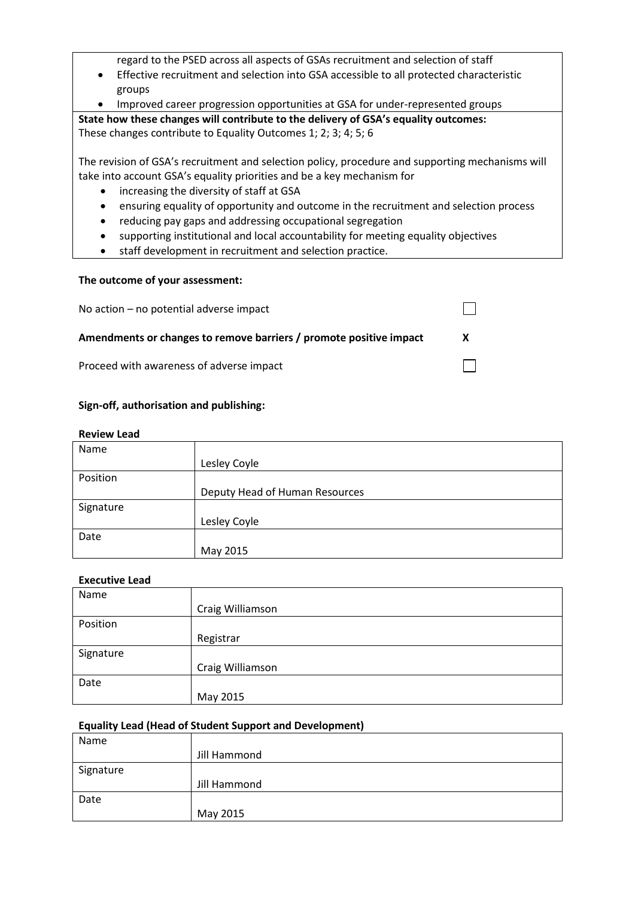regard to the PSED across all aspects of GSAs recruitment and selection of staff

- Effective recruitment and selection into GSA accessible to all protected characteristic groups
- Improved career progression opportunities at GSA for under-represented groups

**State how these changes will contribute to the delivery of GSA's equality outcomes:**
These changes contribute to Equality Outcomes 1; 2; 3; 4; 5; 6

The revision of GSA's recruitment and selection policy, procedure and supporting mechanisms will take into account GSA's equality priorities and be a key mechanism for

- increasing the diversity of staff at GSA
- ensuring equality of opportunity and outcome in the recruitment and selection process
- reducing pay gaps and addressing occupational segregation
- supporting institutional and local accountability for meeting equality objectives
- staff development in recruitment and selection practice.

**The outcome of your assessment:**

| | |
|---|---|
| No action – no potential adverse impact | ☐ |
| **Amendments or changes to remove barriers / promote positive impact** | **X** |
| Proceed with awareness of adverse impact | ☐ |

**Sign-off, authorisation and publishing:**

**Review Lead**

| | |
|---|---|
| Name | Lesley Coyle |
| Position | Deputy Head of Human Resources |
| Signature | Lesley Coyle |
| Date | May 2015 |

**Executive Lead**

| | |
|---|---|
| Name | Craig Williamson |
| Position | Registrar |
| Signature | Craig Williamson |
| Date | May 2015 |

**Equality Lead (Head of Student Support and Development)**

| | |
|---|---|
| Name | Jill Hammond |
| Signature | Jill Hammond |
| Date | May 2015 |